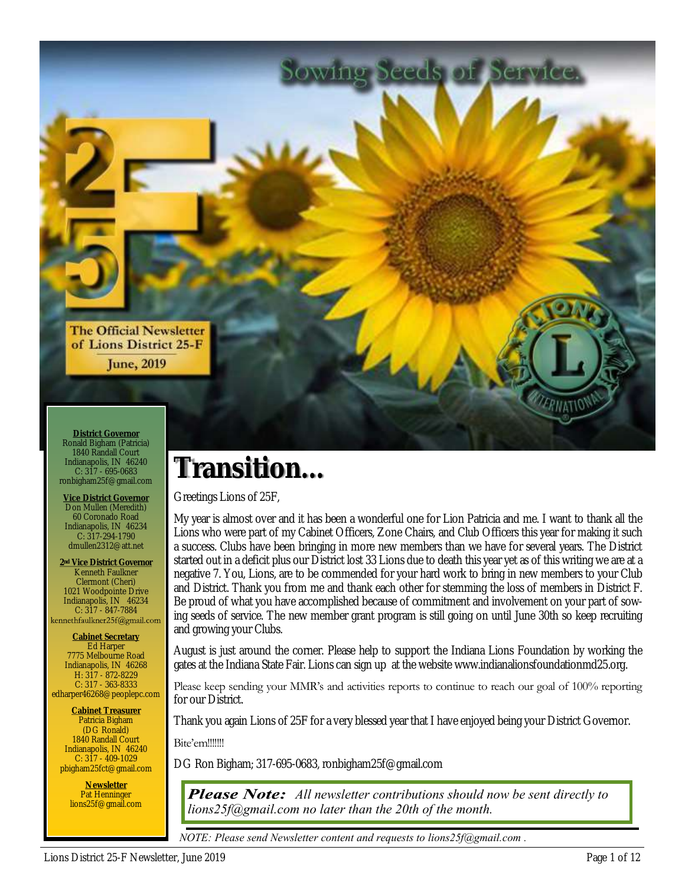Sowing Seeds of Service.

25F

The Official Newsletter of Lions District 25-F

June, 2019

**District Governor**
Ronald Bigham (Patricia)
1840 Randall Court
Indianapolis, IN 46240
C: 317 - 695-0683
ronbigham25f@gmail.com

**Vice District Governor**
Don Mullen (Meredith)
60 Coronado Road
Indianapolis, IN 46234
C: 317-294-1790
dmullen2312@att.net

**2nd Vice District Governor**
Kenneth Faulkner
Clermont (Cheri)
1021 Woodpointe Drive
Indianapolis, IN 46234
C: 317 - 847-7884
kennethfaulkner25f@gmail.com

**Cabinet Secretary**
Ed Harper
7775 Melbourne Road
Indianapolis, IN 46268
H: 317 - 872-8229
C: 317 - 363-8333
edharper46268@peoplepc.com

**Cabinet Treasurer**
Patricia Bigham
(DG Ronald)
1840 Randall Court
Indianapolis, IN 46240
C: 317 - 409-1029
pbigham25fct@gmail.com

**Newsletter**
Pat Henninger
lions25f@gmail.com

# Transition...

Greetings Lions of 25F,

My year is almost over and it has been a wonderful one for Lion Patricia and me. I want to thank all the Lions who were part of my Cabinet Officers, Zone Chairs, and Club Officers this year for making it such a success. Clubs have been bringing in more new members than we have for several years. The District started out in a deficit plus our District lost 33 Lions due to death this year yet as of this writing we are at a negative 7. You, Lions, are to be commended for your hard work to bring in new members to your Club and District. Thank you from me and thank each other for stemming the loss of members in District F. Be proud of what you have accomplished because of commitment and involvement on your part of sowing seeds of service. The new member grant program is still going on until June 30th so keep recruiting and growing your Clubs.

August is just around the corner. Please help to support the Indiana Lions Foundation by working the gates at the Indiana State Fair. Lions can sign up at the website www.indianalionsfoundationmd25.org.

Please keep sending your MMR's and activities reports to continue to reach our goal of 100% reporting for our District.

Thank you again Lions of 25F for a very blessed year that I have enjoyed being your District Governor.

Bite'em!!!!!!

DG Ron Bigham; 317-695-0683, ronbigham25f@gmail.com

***Please Note:*** *All newsletter contributions should now be sent directly to lions25f@gmail.com no later than the 20th of the month.*

*NOTE: Please send Newsletter content and requests to lions25f@gmail.com .*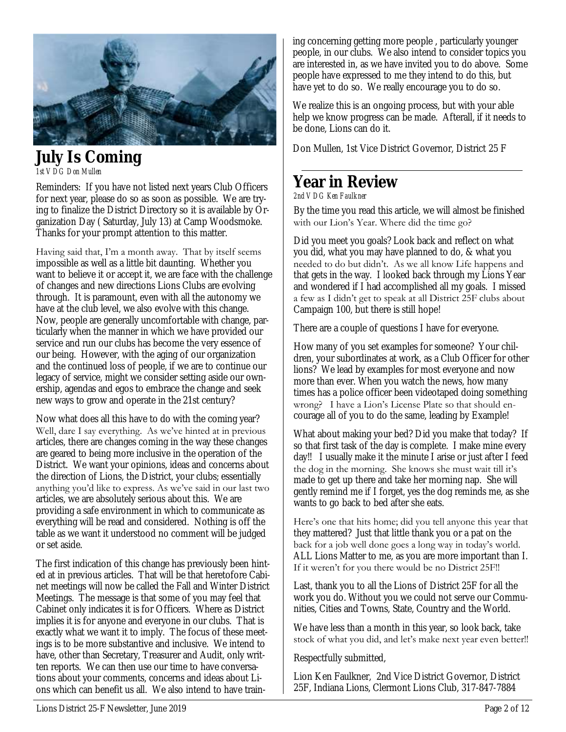## July Is Coming

*1st VDG Don Mullen*

Reminders: If you have not listed next years Club Officers for next year, please do so as soon as possible. We are trying to finalize the District Directory so it is available by Organization Day ( Saturday, July 13) at Camp Woodsmoke. Thanks for your prompt attention to this matter.

Having said that, I'm a month away. That by itself seems impossible as well as a little bit daunting. Whether you want to believe it or accept it, we are face with the challenge of changes and new directions Lions Clubs are evolving through. It is paramount, even with all the autonomy we have at the club level, we also evolve with this change. Now, people are generally uncomfortable with change, particularly when the manner in which we have provided our service and run our clubs has become the very essence of our being. However, with the aging of our organization and the continued loss of people, if we are to continue our legacy of service, might we consider setting aside our ownership, agendas and egos to embrace the change and seek new ways to grow and operate in the 21st century?

Now what does all this have to do with the coming year? Well, dare I say everything. As we've hinted at in previous articles, there are changes coming in the way these changes are geared to being more inclusive in the operation of the District. We want your opinions, ideas and concerns about the direction of Lions, the District, your clubs; essentially anything you'd like to express. As we've said in our last two articles, we are absolutely serious about this. We are providing a safe environment in which to communicate as everything will be read and considered. Nothing is off the table as we want it understood no comment will be judged or set aside.

The first indication of this change has previously been hinted at in previous articles. That will be that heretofore Cabinet meetings will now be called the Fall and Winter District Meetings. The message is that some of you may feel that Cabinet only indicates it is for Officers. Where as District implies it is for anyone and everyone in our clubs. That is exactly what we want it to imply. The focus of these meetings is to be more substantive and inclusive. We intend to have, other than Secretary, Treasurer and Audit, only written reports. We can then use our time to have conversations about your comments, concerns and ideas about Lions which can benefit us all. We also intend to have training concerning getting more people , particularly younger people, in our clubs. We also intend to consider topics you are interested in, as we have invited you to do above. Some people have expressed to me they intend to do this, but have yet to do so. We really encourage you to do so.

We realize this is an ongoing process, but with your able help we know progress can be made. Afterall, if it needs to be done, Lions can do it.

Don Mullen, 1st Vice District Governor, District 25 F

---

## Year in Review

*2nd VDG Ken Faulkner*

By the time you read this article, we will almost be finished with our Lion's Year. Where did the time go?

Did you meet you goals? Look back and reflect on what you did, what you may have planned to do, & what you needed to do but didn't. As we all know Life happens and that gets in the way. I looked back through my Lions Year and wondered if I had accomplished all my goals. I missed a few as I didn't get to speak at all District 25F clubs about Campaign 100, but there is still hope!

There are a couple of questions I have for everyone.

How many of you set examples for someone? Your children, your subordinates at work, as a Club Officer for other lions? We lead by examples for most everyone and now more than ever. When you watch the news, how many times has a police officer been videotaped doing something wrong? I have a Lion's License Plate so that should encourage all of you to do the same, leading by Example!

What about making your bed? Did you make that today? If so that first task of the day is complete. I make mine every day!! I usually make it the minute I arise or just after I feed the dog in the morning. She knows she must wait till it's made to get up there and take her morning nap. She will gently remind me if I forget, yes the dog reminds me, as she wants to go back to bed after she eats.

Here's one that hits home; did you tell anyone this year that they mattered? Just that little thank you or a pat on the back for a job well done goes a long way in today's world. ALL Lions Matter to me, as you are more important than I. If it weren't for you there would be no District 25F!!

Last, thank you to all the Lions of District 25F for all the work you do. Without you we could not serve our Communities, Cities and Towns, State, Country and the World.

We have less than a month in this year, so look back, take stock of what you did, and let's make next year even better!!

Respectfully submitted,

Lion Ken Faulkner, 2nd Vice District Governor, District 25F, Indiana Lions, Clermont Lions Club, 317-847-7884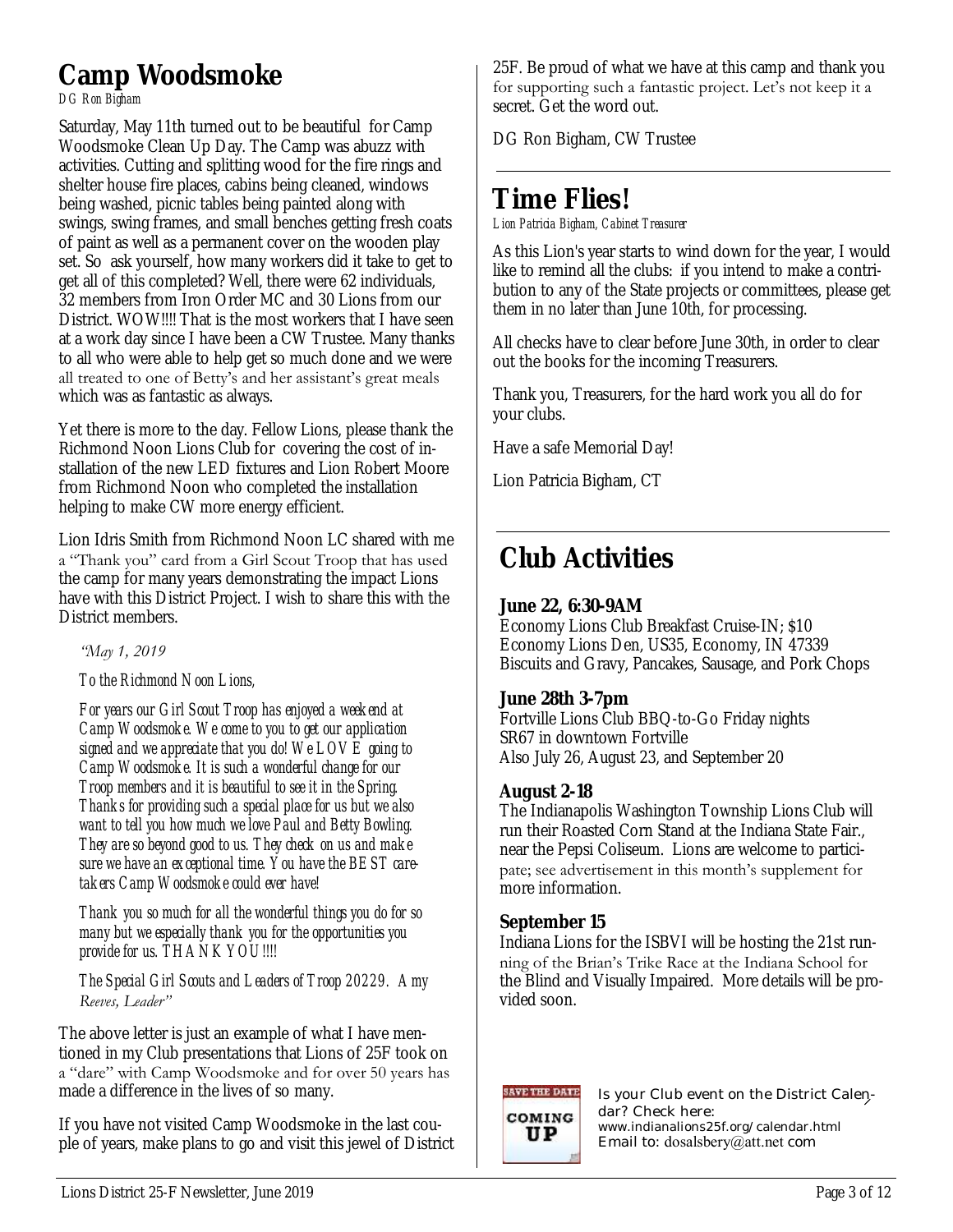# Camp Woodsmoke

*DG Ron Bigham*

Saturday, May 11th turned out to be beautiful for Camp Woodsmoke Clean Up Day. The Camp was abuzz with activities. Cutting and splitting wood for the fire rings and shelter house fire places, cabins being cleaned, windows being washed, picnic tables being painted along with swings, swing frames, and small benches getting fresh coats of paint as well as a permanent cover on the wooden play set. So ask yourself, how many workers did it take to get to get all of this completed? Well, there were 62 individuals, 32 members from Iron Order MC and 30 Lions from our District. WOW!!!! That is the most workers that I have seen at a work day since I have been a CW Trustee. Many thanks to all who were able to help get so much done and we were all treated to one of Betty's and her assistant's great meals which was as fantastic as always.

Yet there is more to the day. Fellow Lions, please thank the Richmond Noon Lions Club for covering the cost of installation of the new LED fixtures and Lion Robert Moore from Richmond Noon who completed the installation helping to make CW more energy efficient.

Lion Idris Smith from Richmond Noon LC shared with me a "Thank you" card from a Girl Scout Troop that has used the camp for many years demonstrating the impact Lions have with this District Project. I wish to share this with the District members.

> *"May 1, 2019*
>
> *To the Richmond Noon Lions,*
>
> *For years our Girl Scout Troop has enjoyed a weekend at Camp Woodsmoke. We come to you to get our application signed and we appreciate that you do! We LOVE going to Camp Woodsmoke. It is such a wonderful change for our Troop members and it is beautiful to see it in the Spring. Thanks for providing such a special place for us but we also want to tell you how much we love Paul and Betty Bowling. They are so beyond good to us. They check on us and make sure we have an exceptional time. You have the BEST caretakers Camp Woodsmoke could ever have!*
>
> *Thank you so much for all the wonderful things you do for so many but we especially thank you for the opportunities you provide for us. THANK YOU!!!!*
>
> *The Special Girl Scouts and Leaders of Troop 20229. Amy Reeves, Leader"*

The above letter is just an example of what I have mentioned in my Club presentations that Lions of 25F took on a "dare" with Camp Woodsmoke and for over 50 years has made a difference in the lives of so many.

If you have not visited Camp Woodsmoke in the last couple of years, make plans to go and visit this jewel of District 25F. Be proud of what we have at this camp and thank you for supporting such a fantastic project. Let's not keep it a secret. Get the word out.

DG Ron Bigham, CW Trustee

# Time Flies!

*Lion Patricia Bigham, Cabinet Treasurer*

As this Lion's year starts to wind down for the year, I would like to remind all the clubs: if you intend to make a contribution to any of the State projects or committees, please get them in no later than June 10th, for processing.

All checks have to clear before June 30th, in order to clear out the books for the incoming Treasurers.

Thank you, Treasurers, for the hard work you all do for your clubs.

Have a safe Memorial Day!

Lion Patricia Bigham, CT

# Club Activities

**June 22, 6:30-9AM**
Economy Lions Club Breakfast Cruise-IN; $10
Economy Lions Den, US35, Economy, IN 47339
Biscuits and Gravy, Pancakes, Sausage, and Pork Chops

**June 28th 3-7pm**
Fortville Lions Club BBQ-to-Go Friday nights
SR67 in downtown Fortville
Also July 26, August 23, and September 20

**August 2-18**
The Indianapolis Washington Township Lions Club will run their Roasted Corn Stand at the Indiana State Fair., near the Pepsi Coliseum. Lions are welcome to participate; see advertisement in this month's supplement for more information.

**September 15**
Indiana Lions for the ISBVI will be hosting the 21st running of the Brian's Trike Race at the Indiana School for the Blind and Visually Impaired. More details will be provided soon.

SAVE THE DATE COMING UP

Is your Club event on the District Calendar? Check here:
www.indianalions25f.org/calendar.html
Email to: dosalsbery@att.net com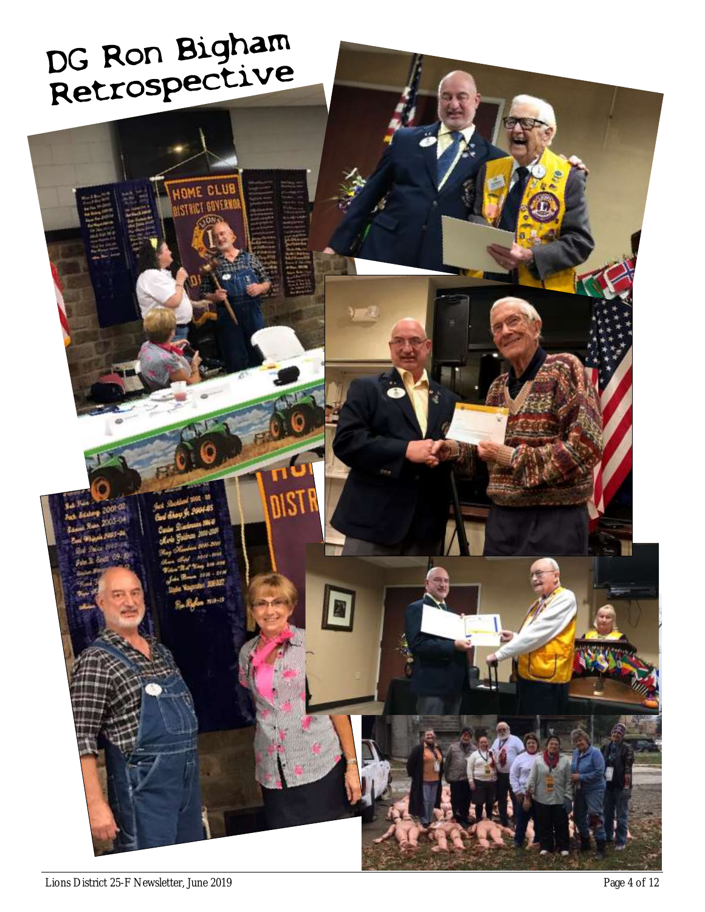# DG Ron Bigham Retrospective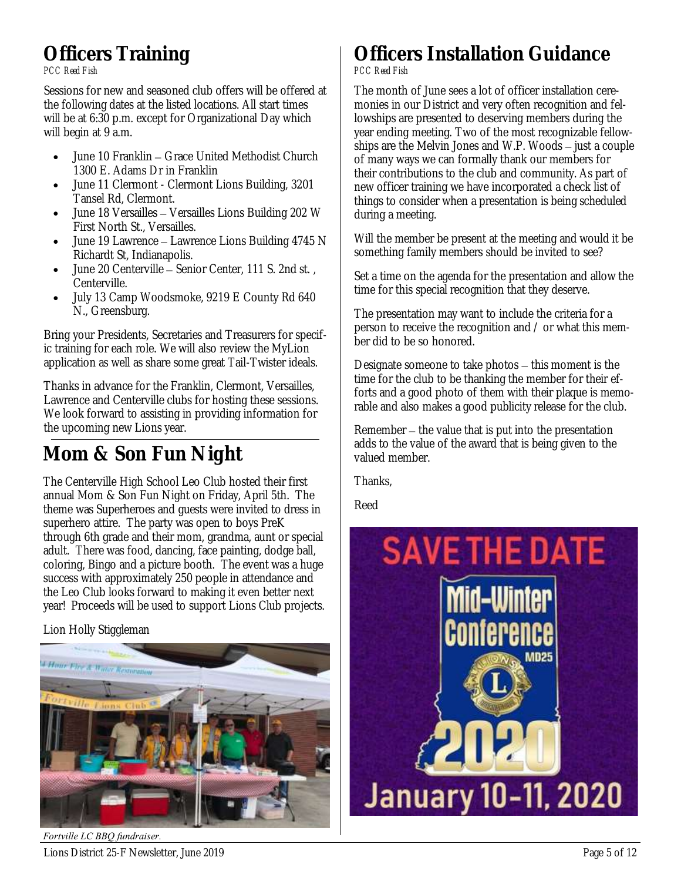# Officers Training

*PCC Reed Fish*

Sessions for new and seasoned club offers will be offered at the following dates at the listed locations. All start times will be at 6:30 p.m. except for Organizational Day which will begin at 9 a.m.

- June 10 Franklin – Grace United Methodist Church 1300 E. Adams Dr in Franklin
- June 11 Clermont - Clermont Lions Building, 3201 Tansel Rd, Clermont.
- June 18 Versailles – Versailles Lions Building 202 W First North St., Versailles.
- June 19 Lawrence – Lawrence Lions Building 4745 N Richardt St, Indianapolis.
- June 20 Centerville – Senior Center, 111 S. 2nd st. , Centerville.
- July 13 Camp Woodsmoke, 9219 E County Rd 640 N., Greensburg.

Bring your Presidents, Secretaries and Treasurers for specific training for each role. We will also review the MyLion application as well as share some great Tail-Twister ideals.

Thanks in advance for the Franklin, Clermont, Versailles, Lawrence and Centerville clubs for hosting these sessions. We look forward to assisting in providing information for the upcoming new Lions year.

# Mom & Son Fun Night

The Centerville High School Leo Club hosted their first annual Mom & Son Fun Night on Friday, April 5th. The theme was Superheroes and guests were invited to dress in superhero attire. The party was open to boys PreK through 6th grade and their mom, grandma, aunt or special adult. There was food, dancing, face painting, dodge ball, coloring, Bingo and a picture booth. The event was a huge success with approximately 250 people in attendance and the Leo Club looks forward to making it even better next year! Proceeds will be used to support Lions Club projects.

Lion Holly Stiggleman

*Fortville LC BBQ fundraiser.*

# Officers Installation Guidance

*PCC Reed Fish*

The month of June sees a lot of officer installation ceremonies in our District and very often recognition and fellowships are presented to deserving members during the year ending meeting. Two of the most recognizable fellowships are the Melvin Jones and W.P. Woods – just a couple of many ways we can formally thank our members for their contributions to the club and community. As part of new officer training we have incorporated a check list of things to consider when a presentation is being scheduled during a meeting.

Will the member be present at the meeting and would it be something family members should be invited to see?

Set a time on the agenda for the presentation and allow the time for this special recognition that they deserve.

The presentation may want to include the criteria for a person to receive the recognition and / or what this member did to be so honored.

Designate someone to take photos – this moment is the time for the club to be thanking the member for their efforts and a good photo of them with their plaque is memorable and also makes a good publicity release for the club.

Remember – the value that is put into the presentation adds to the value of the award that is being given to the valued member.

Thanks,

Reed

SAVE THE DATE

Mid-Winter Conference MD25 2020

January 10-11, 2020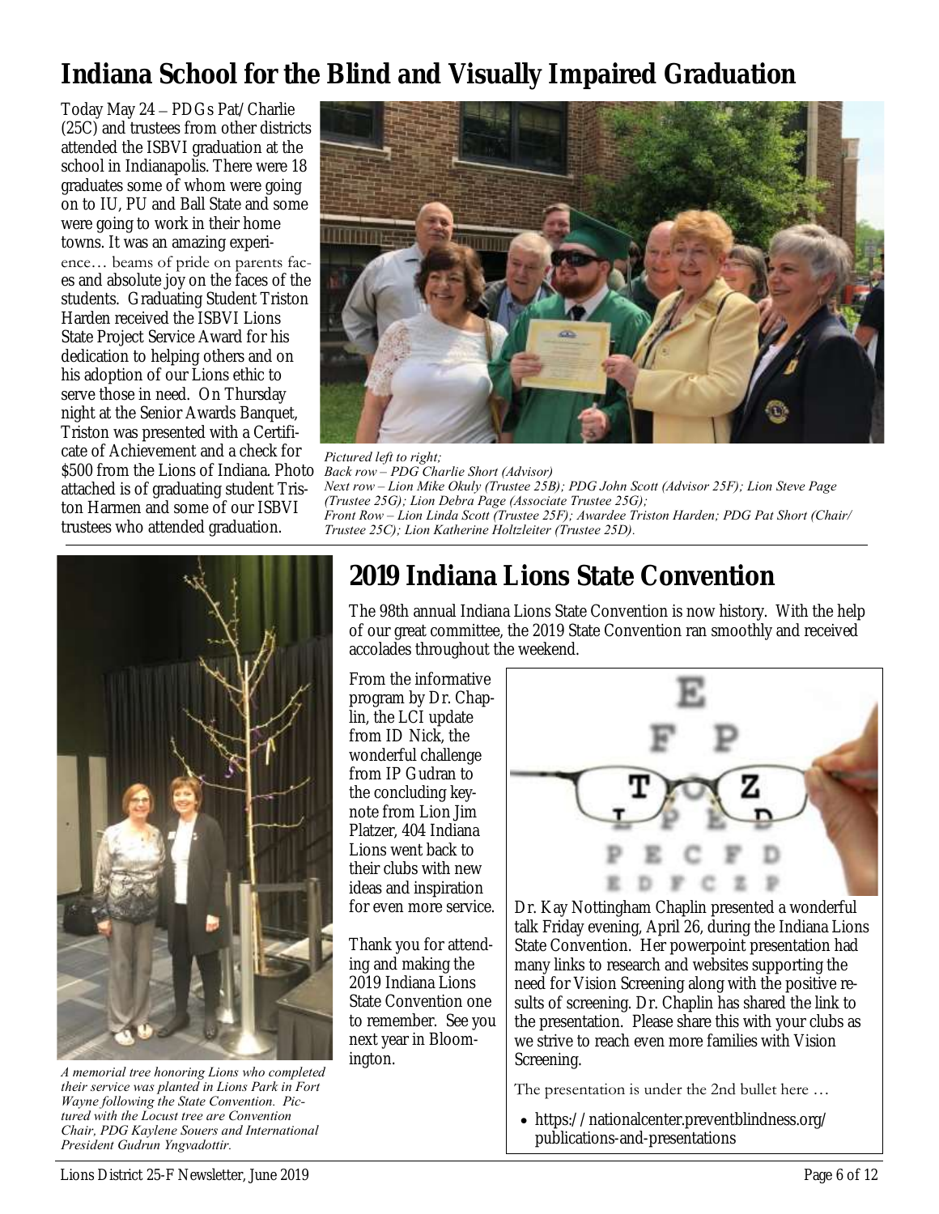# Indiana School for the Blind and Visually Impaired Graduation

Today May 24 – PDGs Pat/Charlie (25C) and trustees from other districts attended the ISBVI graduation at the school in Indianapolis. There were 18 graduates some of whom were going on to IU, PU and Ball State and some were going to work in their home towns. It was an amazing experience… beams of pride on parents faces and absolute joy on the faces of the students. Graduating Student Triston Harden received the ISBVI Lions State Project Service Award for his dedication to helping others and on his adoption of our Lions ethic to serve those in need. On Thursday night at the Senior Awards Banquet, Triston was presented with a Certificate of Achievement and a check for $500 from the Lions of Indiana. Photo attached is of graduating student Triston Harmen and some of our ISBVI trustees who attended graduation.

*Pictured left to right;*
*Back row – PDG Charlie Short (Advisor)*
*Next row – Lion Mike Okuly (Trustee 25B); PDG John Scott (Advisor 25F); Lion Steve Page (Trustee 25G); Lion Debra Page (Associate Trustee 25G);*
*Front Row – Lion Linda Scott (Trustee 25F); Awardee Triston Harden; PDG Pat Short (Chair/ Trustee 25C); Lion Katherine Holtzleiter (Trustee 25D).*

*A memorial tree honoring Lions who completed their service was planted in Lions Park in Fort Wayne following the State Convention. Pictured with the Locust tree are Convention Chair, PDG Kaylene Souers and International President Gudrun Yngvadottir.*

# 2019 Indiana Lions State Convention

The 98th annual Indiana Lions State Convention is now history. With the help of our great committee, the 2019 State Convention ran smoothly and received accolades throughout the weekend.

From the informative program by Dr. Chaplin, the LCI update from ID Nick, the wonderful challenge from IP Gudran to the concluding keynote from Lion Jim Platzer, 404 Indiana Lions went back to their clubs with new ideas and inspiration for even more service.

Thank you for attending and making the 2019 Indiana Lions State Convention one to remember. See you next year in Bloomington.

Dr. Kay Nottingham Chaplin presented a wonderful talk Friday evening, April 26, during the Indiana Lions State Convention. Her powerpoint presentation had many links to research and websites supporting the need for Vision Screening along with the positive results of screening. Dr. Chaplin has shared the link to the presentation. Please share this with your clubs as we strive to reach even more families with Vision Screening.

The presentation is under the 2nd bullet here …

- https://nationalcenter.preventblindness.org/publications-and-presentations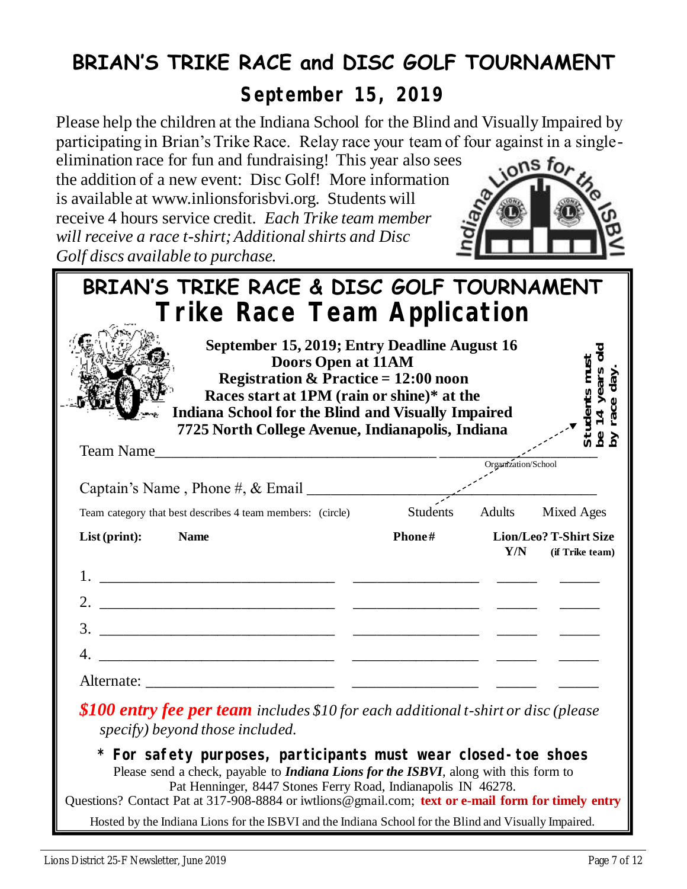# BRIAN'S TRIKE RACE and DISC GOLF TOURNAMENT

## September 15, 2019

Please help the children at the Indiana School for the Blind and Visually Impaired by participating in Brian's Trike Race. Relay race your team of four against in a single-elimination race for fun and fundraising! This year also sees the addition of a new event: Disc Golf! More information is available at www.inlionsforisbvi.org. Students will receive 4 hours service credit. *Each Trike team member will receive a race t-shirt; Additional shirts and Disc Golf discs available to purchase.*

Indiana Lions for the ISBVI

## BRIAN'S TRIKE RACE & DISC GOLF TOURNAMENT

## Trike Race Team Application

**September 15, 2019; Entry Deadline August 16**
**Doors Open at 11AM**
**Registration & Practice = 12:00 noon**
**Races start at 1PM (rain or shine)* at the**
**Indiana School for the Blind and Visually Impaired**
**7725 North College Avenue, Indianapolis, Indiana**

**Students must be 14 years old by race day.**

Team Name\_\_\_\_\_\_\_\_\_\_\_\_\_\_\_\_\_\_\_\_\_\_\_\_\_\_\_\_ \_\_\_\_\_\_\_\_\_\_\_\_\_\_\_\_\_\_
Organization/School

Captain's Name , Phone #, & Email \_\_\_\_\_\_\_\_\_\_\_\_\_\_\_\_\_\_\_\_\_\_\_\_\_\_\_\_

Team category that best describes 4 team members: (circle) Students Adults Mixed Ages

| List (print): Name | Phone# | Lion/Leo? Y/N | T-Shirt Size (if Trike team) |
|---|---|---|---|
| 1. | | | |
| 2. | | | |
| 3. | | | |
| 4. | | | |
| Alternate: | | | |

***$100 entry fee per team*** *includes $10 for each additional t-shirt or disc (please specify) beyond those included.*

**\* For safety purposes, participants must wear closed-toe shoes**

Please send a check, payable to ***Indiana Lions for the ISBVI***, along with this form to Pat Henninger, 8447 Stones Ferry Road, Indianapolis IN 46278.

Questions? Contact Pat at 317-908-8884 or iwtlions@gmail.com; **text or e-mail form for timely entry**

Hosted by the Indiana Lions for the ISBVI and the Indiana School for the Blind and Visually Impaired.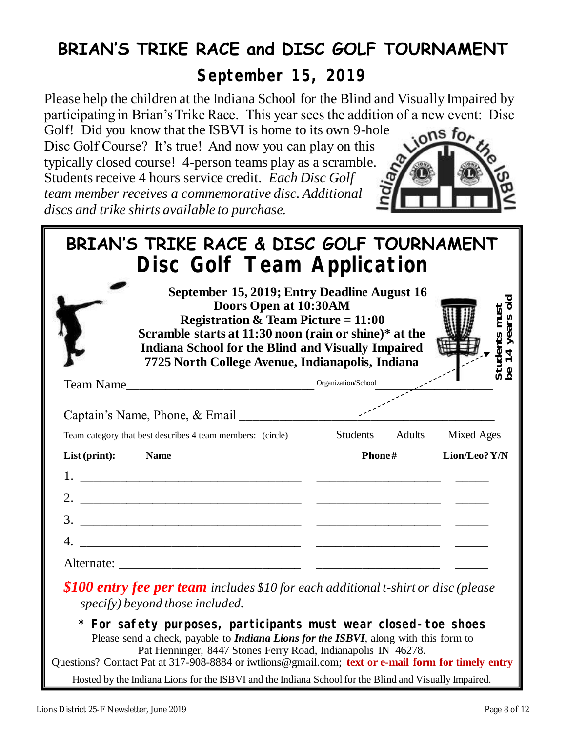# BRIAN'S TRIKE RACE and DISC GOLF TOURNAMENT

## September 15, 2019

Please help the children at the Indiana School for the Blind and Visually Impaired by participating in Brian's Trike Race. This year sees the addition of a new event: Disc Golf! Did you know that the ISBVI is home to its own 9-hole Disc Golf Course? It's true! And now you can play on this typically closed course! 4-person teams play as a scramble. Students receive 4 hours service credit. *Each Disc Golf team member receives a commemorative disc. Additional discs and trike shirts available to purchase.*

Indiana Lions for the ISBVI

---

## BRIAN'S TRIKE RACE & DISC GOLF TOURNAMENT

## Disc Golf Team Application

**September 15, 2019; Entry Deadline August 16**
**Doors Open at 10:30AM**
**Registration & Team Picture = 11:00**
**Scramble starts at 11:30 noon (rain or shine)* at the Indiana School for the Blind and Visually Impaired**
**7725 North College Avenue, Indianapolis, Indiana**

**Students must be 14 years old**

Team Name______________________________ Organization/School ____________________

Captain's Name, Phone, & Email ________________________________________

Team category that best describes 4 team members: (circle) Students Adults Mixed Ages

| List (print): Name | Phone# | Lion/Leo? Y/N |
|---|---|---|
| 1. ______________________ | ______________ | _____ |
| 2. ______________________ | ______________ | _____ |
| 3. ______________________ | ______________ | _____ |
| 4. ______________________ | ______________ | _____ |
| Alternate: ______________________ | ______________ | _____ |

***$100 entry fee per team*** *includes $10 for each additional t-shirt or disc (please specify) beyond those included.*

**\* For safety purposes, participants must wear closed-toe shoes**

Please send a check, payable to ***Indiana Lions for the ISBVI***, along with this form to Pat Henninger, 8447 Stones Ferry Road, Indianapolis IN 46278.

Questions? Contact Pat at 317-908-8884 or iwtlions@gmail.com; **text or e-mail form for timely entry**

Hosted by the Indiana Lions for the ISBVI and the Indiana School for the Blind and Visually Impaired.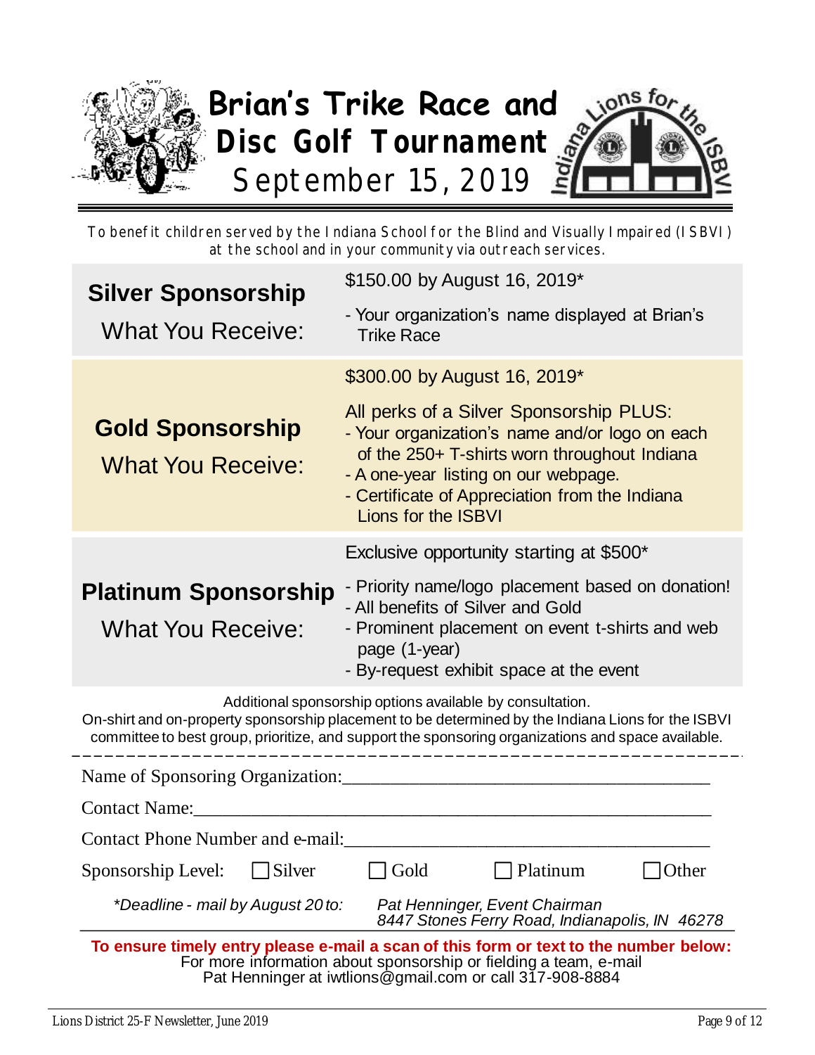# Brian's Trike Race and Disc Golf Tournament

## September 15, 2019

To benefit children served by the Indiana School for the Blind and Visually Impaired (ISBVI) at the school and in your community via outreach services.

| | |
|---|---|
| **Silver Sponsorship**<br>What You Receive: | $150.00 by August 16, 2019*<br>- Your organization's name displayed at Brian's Trike Race |
| **Gold Sponsorship**<br>What You Receive: | $300.00 by August 16, 2019*<br>All perks of a Silver Sponsorship PLUS:<br>- Your organization's name and/or logo on each of the 250+ T-shirts worn throughout Indiana<br>- A one-year listing on our webpage.<br>- Certificate of Appreciation from the Indiana Lions for the ISBVI |
| **Platinum Sponsorship**<br>What You Receive: | Exclusive opportunity starting at $500*<br>- Priority name/logo placement based on donation!<br>- All benefits of Silver and Gold<br>- Prominent placement on event t-shirts and web page (1-year)<br>- By-request exhibit space at the event |

Additional sponsorship options available by consultation.
On-shirt and on-property sponsorship placement to be determined by the Indiana Lions for the ISBVI committee to best group, prioritize, and support the sponsoring organizations and space available.

---

Name of Sponsoring Organization:________________________________________

Contact Name:________________________________________

Contact Phone Number and e-mail:________________________________________

Sponsorship Level: ☐ Silver ☐ Gold ☐ Platinum ☐ Other

*\*Deadline - mail by August 20 to:* *Pat Henninger, Event Chairman*
*8447 Stones Ferry Road, Indianapolis, IN 46278*

**To ensure timely entry please e-mail a scan of this form or text to the number below:**
For more information about sponsorship or fielding a team, e-mail Pat Henninger at iwtlions@gmail.com or call 317-908-8884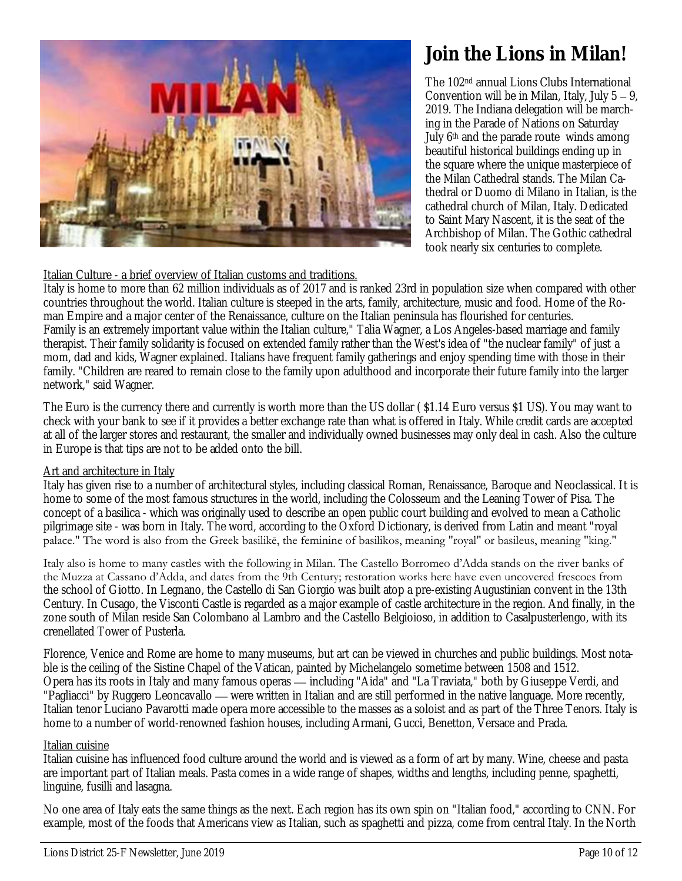# Join the Lions in Milan!

The 102nd annual Lions Clubs International Convention will be in Milan, Italy, July 5 – 9, 2019. The Indiana delegation will be marching in the Parade of Nations on Saturday July 6th and the parade route winds among beautiful historical buildings ending up in the square where the unique masterpiece of the Milan Cathedral stands. The Milan Cathedral or Duomo di Milano in Italian, is the cathedral church of Milan, Italy. Dedicated to Saint Mary Nascent, it is the seat of the Archbishop of Milan. The Gothic cathedral took nearly six centuries to complete.

Italian Culture - a brief overview of Italian customs and traditions.

Italy is home to more than 62 million individuals as of 2017 and is ranked 23rd in population size when compared with other countries throughout the world. Italian culture is steeped in the arts, family, architecture, music and food. Home of the Roman Empire and a major center of the Renaissance, culture on the Italian peninsula has flourished for centuries.
Family is an extremely important value within the Italian culture," Talia Wagner, a Los Angeles-based marriage and family therapist. Their family solidarity is focused on extended family rather than the West's idea of "the nuclear family" of just a mom, dad and kids, Wagner explained. Italians have frequent family gatherings and enjoy spending time with those in their family. "Children are reared to remain close to the family upon adulthood and incorporate their future family into the larger network," said Wagner.

The Euro is the currency there and currently is worth more than the US dollar ( $1.14 Euro versus $1 US). You may want to check with your bank to see if it provides a better exchange rate than what is offered in Italy. While credit cards are accepted at all of the larger stores and restaurant, the smaller and individually owned businesses may only deal in cash. Also the culture in Europe is that tips are not to be added onto the bill.

Art and architecture in Italy

Italy has given rise to a number of architectural styles, including classical Roman, Renaissance, Baroque and Neoclassical. It is home to some of the most famous structures in the world, including the Colosseum and the Leaning Tower of Pisa. The concept of a basilica - which was originally used to describe an open public court building and evolved to mean a Catholic pilgrimage site - was born in Italy. The word, according to the Oxford Dictionary, is derived from Latin and meant "royal palace." The word is also from the Greek basilikē, the feminine of basilikos, meaning "royal" or basileus, meaning "king."

Italy also is home to many castles with the following in Milan. The Castello Borromeo d'Adda stands on the river banks of the Muzza at Cassano d'Adda, and dates from the 9th Century; restoration works here have even uncovered frescoes from the school of Giotto. In Legnano, the Castello di San Giorgio was built atop a pre-existing Augustinian convent in the 13th Century. In Cusago, the Visconti Castle is regarded as a major example of castle architecture in the region. And finally, in the zone south of Milan reside San Colombano al Lambro and the Castello Belgioioso, in addition to Casalpusterlengo, with its crenellated Tower of Pusterla.

Florence, Venice and Rome are home to many museums, but art can be viewed in churches and public buildings. Most notable is the ceiling of the Sistine Chapel of the Vatican, painted by Michelangelo sometime between 1508 and 1512.
Opera has its roots in Italy and many famous operas — including "Aida" and "La Traviata," both by Giuseppe Verdi, and "Pagliacci" by Ruggero Leoncavallo — were written in Italian and are still performed in the native language. More recently, Italian tenor Luciano Pavarotti made opera more accessible to the masses as a soloist and as part of the Three Tenors. Italy is home to a number of world-renowned fashion houses, including Armani, Gucci, Benetton, Versace and Prada.

Italian cuisine

Italian cuisine has influenced food culture around the world and is viewed as a form of art by many. Wine, cheese and pasta are important part of Italian meals. Pasta comes in a wide range of shapes, widths and lengths, including penne, spaghetti, linguine, fusilli and lasagna.

No one area of Italy eats the same things as the next. Each region has its own spin on "Italian food," according to CNN. For example, most of the foods that Americans view as Italian, such as spaghetti and pizza, come from central Italy. In the North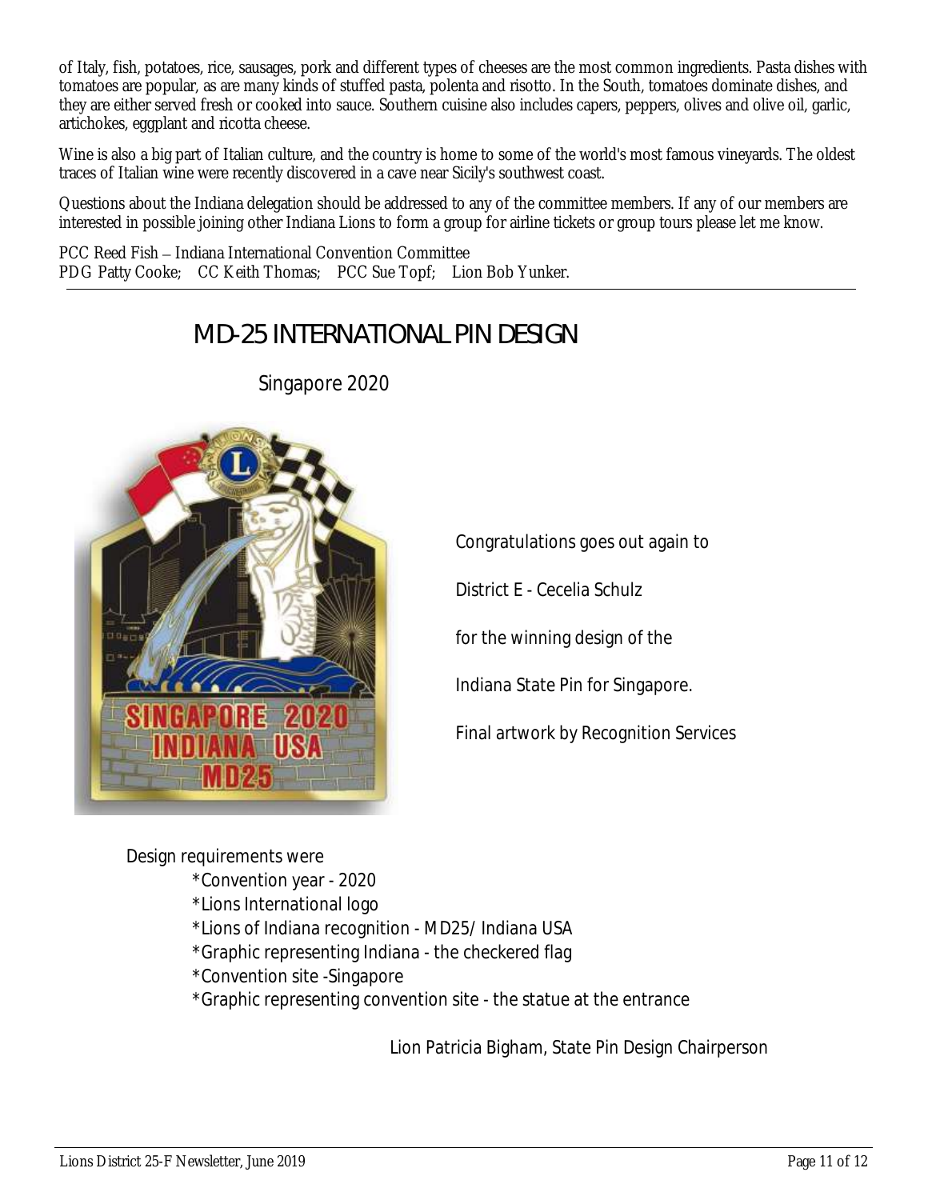of Italy, fish, potatoes, rice, sausages, pork and different types of cheeses are the most common ingredients. Pasta dishes with tomatoes are popular, as are many kinds of stuffed pasta, polenta and risotto. In the South, tomatoes dominate dishes, and they are either served fresh or cooked into sauce. Southern cuisine also includes capers, peppers, olives and olive oil, garlic, artichokes, eggplant and ricotta cheese.

Wine is also a big part of Italian culture, and the country is home to some of the world's most famous vineyards. The oldest traces of Italian wine were recently discovered in a cave near Sicily's southwest coast.

Questions about the Indiana delegation should be addressed to any of the committee members. If any of our members are interested in possible joining other Indiana Lions to form a group for airline tickets or group tours please let me know.

PCC Reed Fish – Indiana International Convention Committee
PDG Patty Cooke; CC Keith Thomas; PCC Sue Topf; Lion Bob Yunker.

---

## MD-25 INTERNATIONAL PIN DESIGN

### Singapore 2020

Congratulations goes out again to

District E - Cecelia Schulz

for the winning design of the

Indiana State Pin for Singapore.

Final artwork by Recognition Services

Design requirements were

- *Convention year - 2020
- *Lions International logo
- *Lions of Indiana recognition - MD25/ Indiana USA
- *Graphic representing Indiana - the checkered flag
- *Convention site -Singapore
- *Graphic representing convention site - the statue at the entrance

Lion Patricia Bigham, State Pin Design Chairperson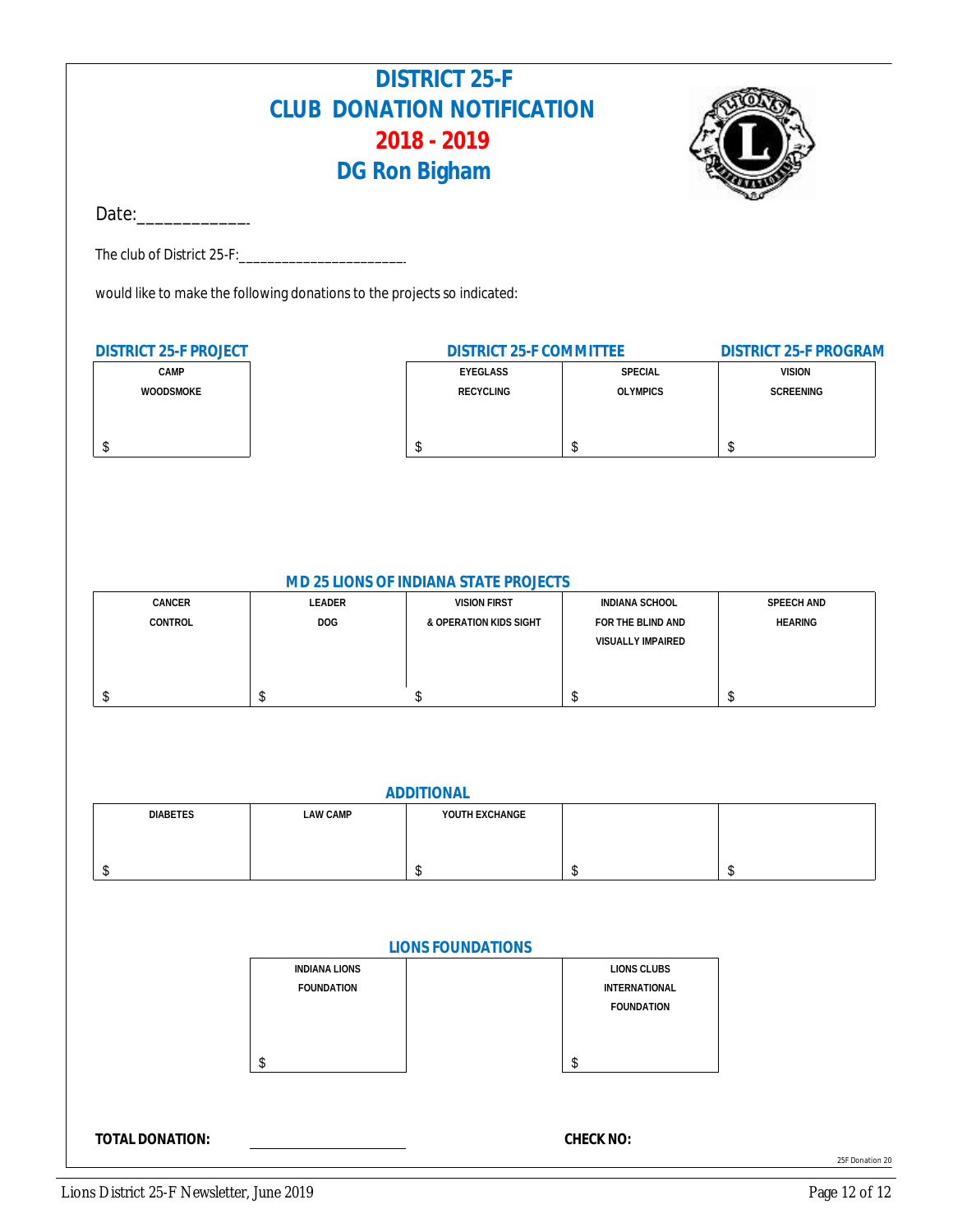# DISTRICT 25-F
# CLUB DONATION NOTIFICATION
# 2018 - 2019
# DG Ron Bigham

Date:\_\_\_\_\_\_\_\_\_\_\_\_\_

The club of District 25-F:\_\_\_\_\_\_\_\_\_\_\_\_\_\_\_\_\_\_\_\_\_\_\_\_

would like to make the following donations to the projects so indicated:

### DISTRICT 25-F PROJECT

| CAMP WOODSMOKE |
|---|
| $ |

### DISTRICT 25-F COMMITTEE

| EYEGLASS RECYCLING | SPECIAL OLYMPICS |
|---|---|
| $ | $ |

### DISTRICT 25-F PROGRAM

| VISION SCREENING |
|---|
| $ |

### MD 25 LIONS OF INDIANA STATE PROJECTS

| CANCER CONTROL | LEADER DOG | VISION FIRST & OPERATION KIDS SIGHT | INDIANA SCHOOL FOR THE BLIND AND VISUALLY IMPAIRED | SPEECH AND HEARING |
|---|---|---|---|---|
| $ | $ | $ | $ | $ |

### ADDITIONAL

| DIABETES | LAW CAMP | YOUTH EXCHANGE | | |
|---|---|---|---|---|
| $ | | $ | $ | $ |

### LIONS FOUNDATIONS

| INDIANA LIONS FOUNDATION | LIONS CLUBS INTERNATIONAL FOUNDATION |
|---|---|
| $ | $ |

**TOTAL DONATION:** \_\_\_\_\_\_\_\_\_\_\_\_\_\_\_\_\_\_\_\_ **CHECK NO:**

25F Donation 20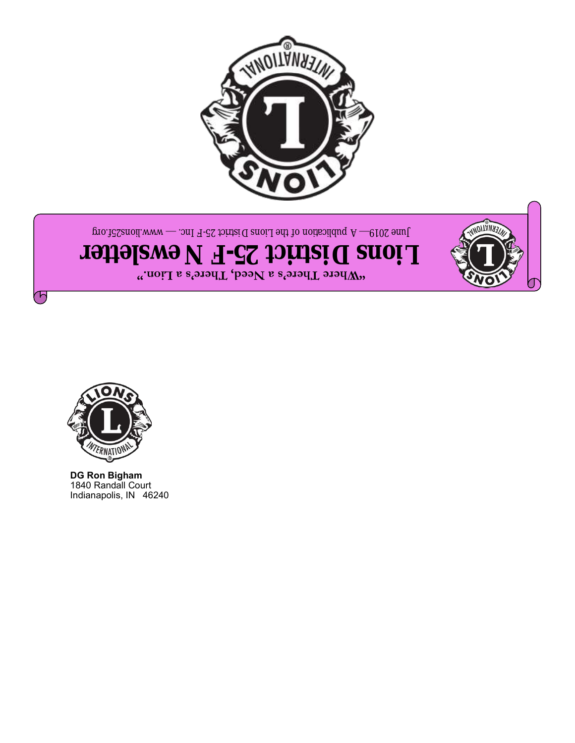“Where There’s a Need, There’s a Lion.”

# Lions District 25-F Newsletter

June 2019— A publication of the Lions District 25-F Inc. — www.lions25f.org

**DG Ron Bigham**
1840 Randall Court
Indianapolis, IN 46240